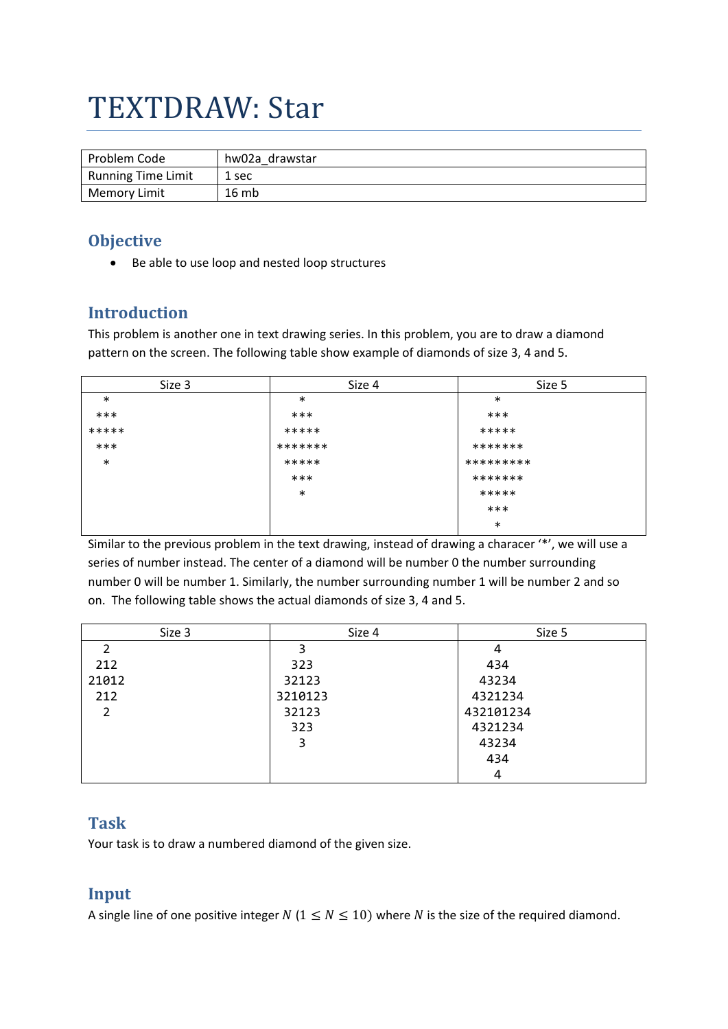# TEXTDRAW: Star

| Problem Code | hw02a_drawstar |
|---|---|
| Running Time Limit | 1 sec |
| Memory Limit | 16 mb |

## Objective

- Be able to use loop and nested loop structures

## Introduction

This problem is another one in text drawing series. In this problem, you are to draw a diamond pattern on the screen. The following table show example of diamonds of size 3, 4 and 5.

| Size 3 | Size 4 | Size 5 |
|---|---|---|
| <pre>  *<br> ***<br>*****<br> ***<br>  *</pre> | <pre>   *<br>  ***<br> *****<br>*******<br> *****<br>  ***<br>   *</pre> | <pre>    *<br>   ***<br>  *****<br> *******<br>*********<br> *******<br>  *****<br>   ***<br>    *</pre> |

Similar to the previous problem in the text drawing, instead of drawing a characer '*', we will use a series of number instead. The center of a diamond will be number 0 the number surrounding number 0 will be number 1. Similarly, the number surrounding number 1 will be number 2 and so on. The following table shows the actual diamonds of size 3, 4 and 5.

| Size 3 | Size 4 | Size 5 |
|---|---|---|
| <pre>  2<br> 212<br>21012<br> 212<br>  2</pre> | <pre>   3<br>  323<br> 32123<br>3210123<br> 32123<br>  323<br>   3</pre> | <pre>    4<br>   434<br>  43234<br> 4321234<br>432101234<br> 4321234<br>  43234<br>   434<br>    4</pre> |

## Task

Your task is to draw a numbered diamond of the given size.

## Input

A single line of one positive integer $N$ ($1 \leq N \leq 10$) where $N$ is the size of the required diamond.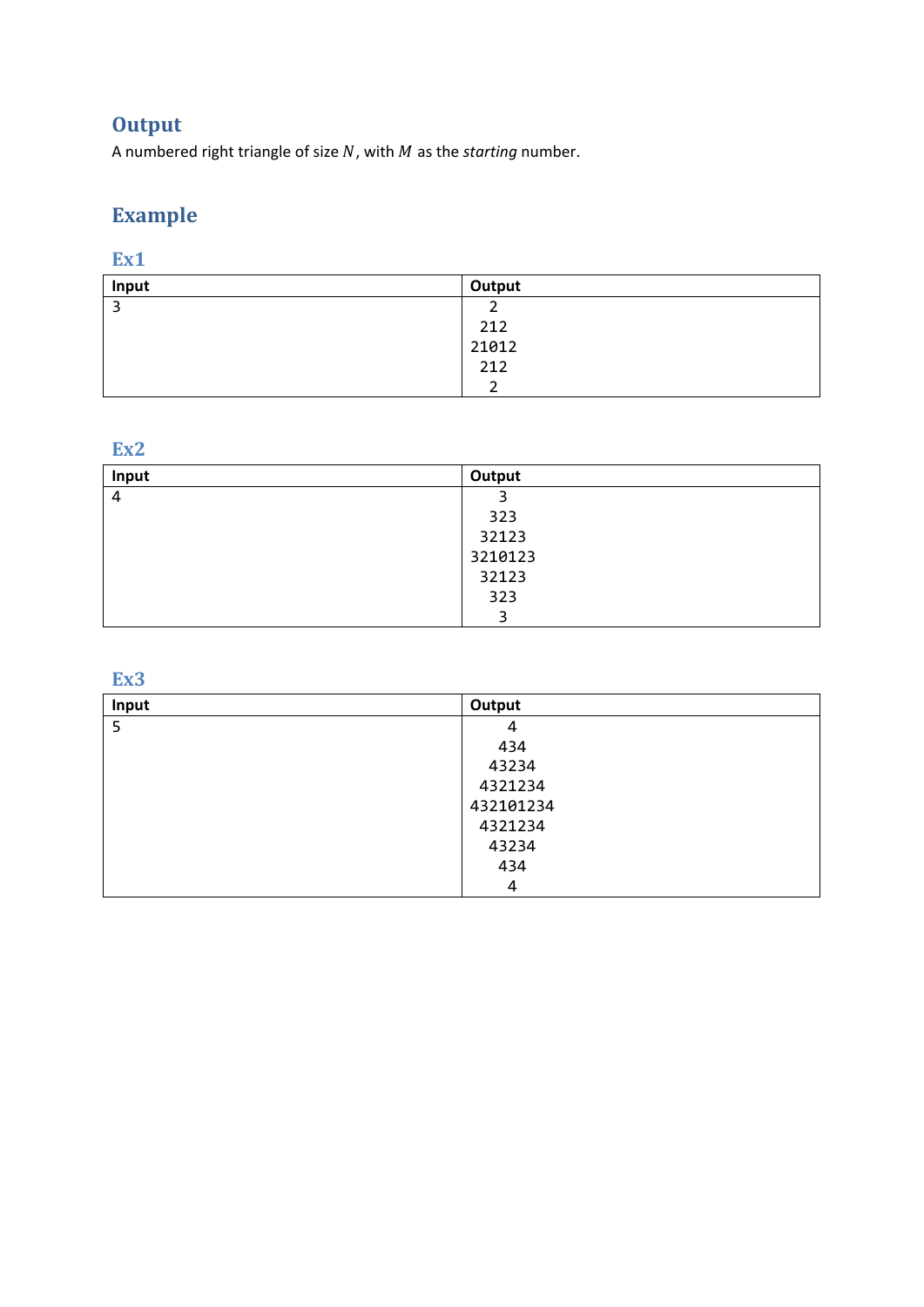## Output

A numbered right triangle of size $N$, with $M$ as the *starting* number.

## Example

### Ex1

| Input | Output |
| --- | --- |
| 3 | `  2` |
| | ` 212` |
| | `21012` |
| | ` 212` |
| | `  2` |

### Ex2

| Input | Output |
| --- | --- |
| 4 | `   3` |
| | `  323` |
| | ` 32123` |
| | `3210123` |
| | ` 32123` |
| | `  323` |
| | `   3` |

### Ex3

| Input | Output |
| --- | --- |
| 5 | `    4` |
| | `   434` |
| | `  43234` |
| | ` 4321234` |
| | `432101234` |
| | ` 4321234` |
| | `  43234` |
| | `   434` |
| | `    4` |